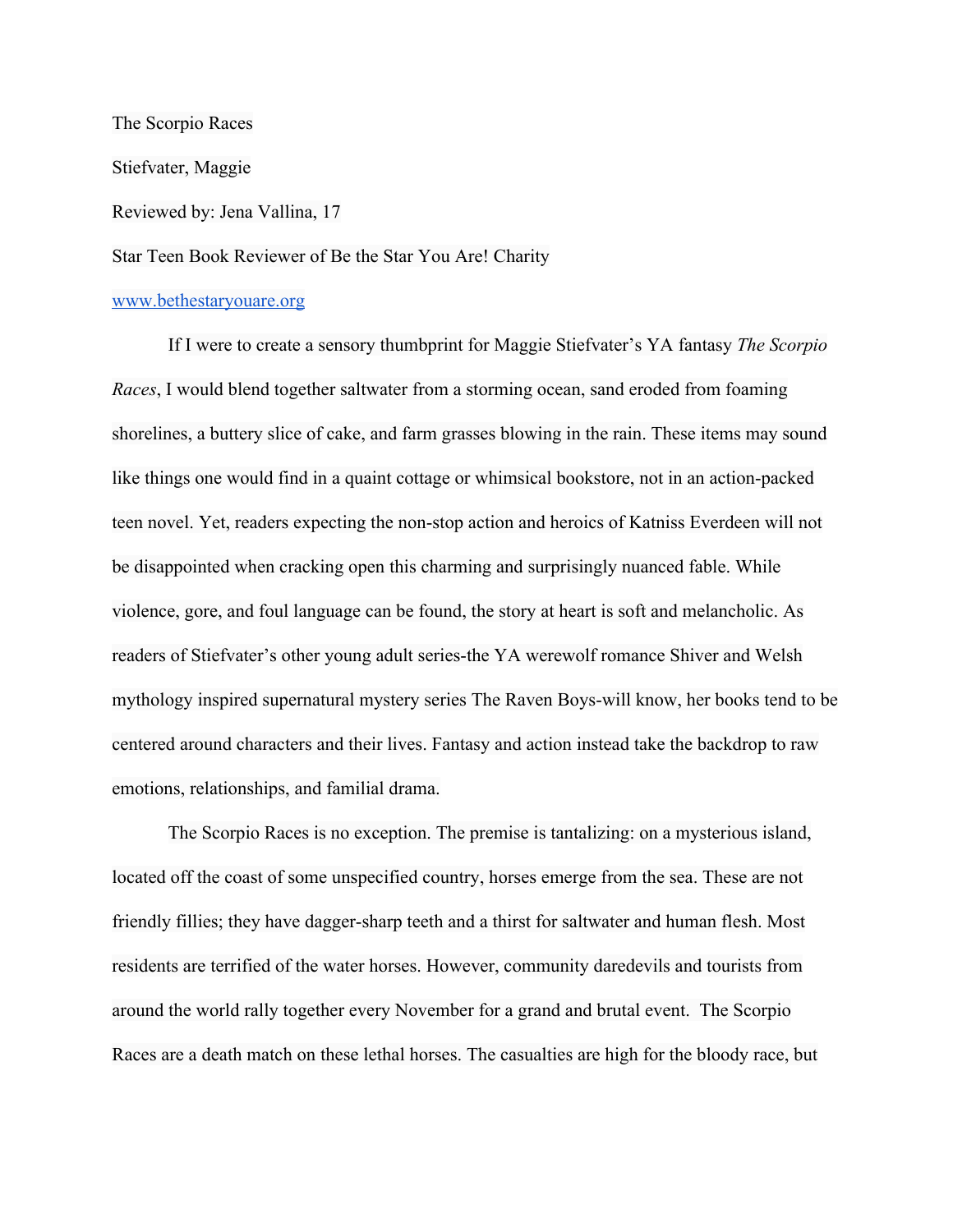The Scorpio Races

Stiefvater, Maggie

Reviewed by: Jena Vallina, 17

Star Teen Book Reviewer of Be the Star You Are! Charity

www.bethestaryouare.org

If I were to create a sensory thumbprint for Maggie Stiefvater's YA fantasy *The Scorpio Races*, I would blend together saltwater from a storming ocean, sand eroded from foaming shorelines, a buttery slice of cake, and farm grasses blowing in the rain. These items may sound like things one would find in a quaint cottage or whimsical bookstore, not in an action-packed teen novel. Yet, readers expecting the non-stop action and heroics of Katniss Everdeen will not be disappointed when cracking open this charming and surprisingly nuanced fable. While violence, gore, and foul language can be found, the story at heart is soft and melancholic. As readers of Stiefvater's other young adult series-the YA werewolf romance Shiver and Welsh mythology inspired supernatural mystery series The Raven Boys-will know, her books tend to be centered around characters and their lives. Fantasy and action instead take the backdrop to raw emotions, relationships, and familial drama.

The Scorpio Races is no exception. The premise is tantalizing: on a mysterious island, located off the coast of some unspecified country, horses emerge from the sea. These are not friendly fillies; they have dagger-sharp teeth and a thirst for saltwater and human flesh. Most residents are terrified of the water horses. However, community daredevils and tourists from around the world rally together every November for a grand and brutal event. The Scorpio Races are a death match on these lethal horses. The casualties are high for the bloody race, but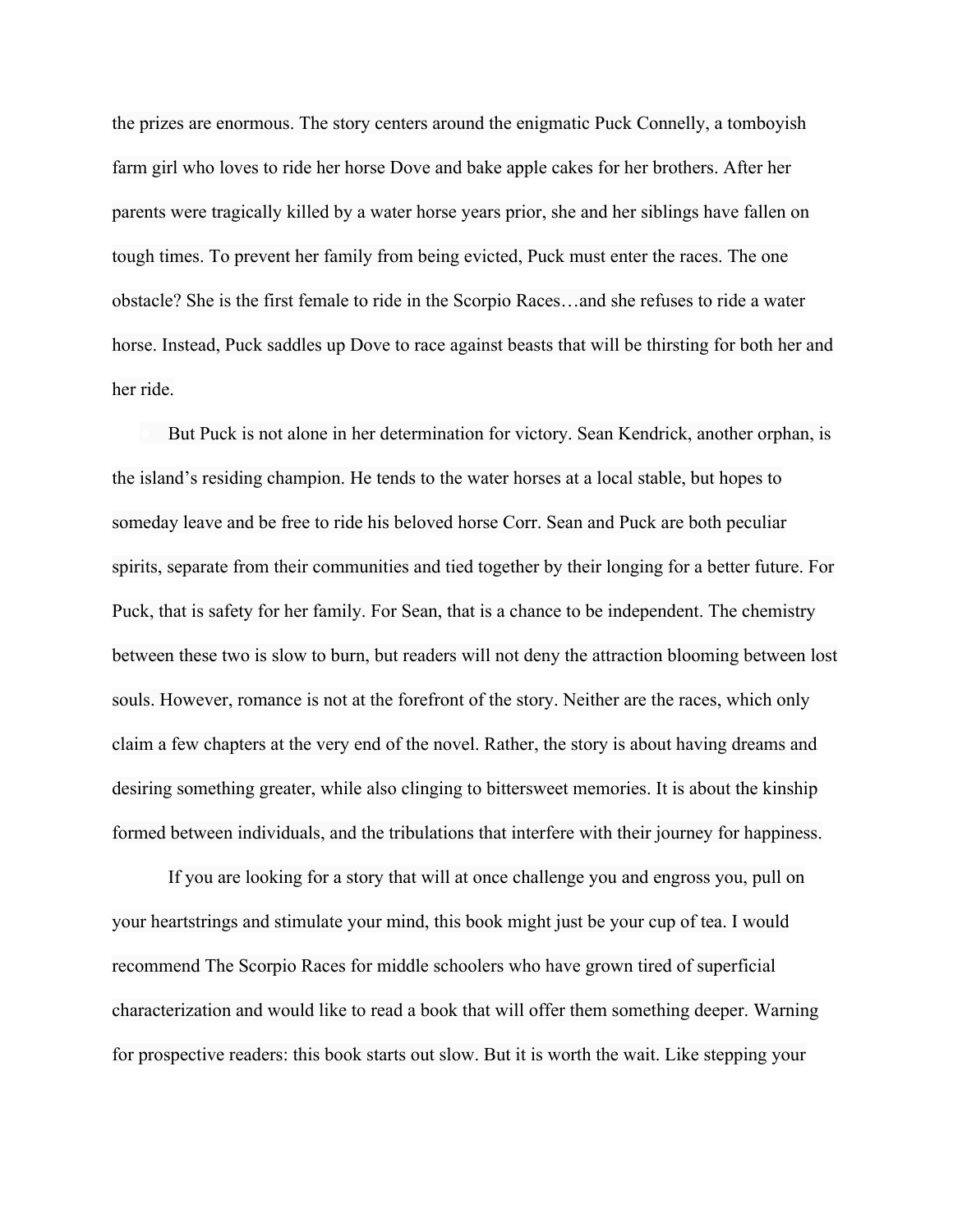the prizes are enormous. The story centers around the enigmatic Puck Connelly, a tomboyish farm girl who loves to ride her horse Dove and bake apple cakes for her brothers. After her parents were tragically killed by a water horse years prior, she and her siblings have fallen on tough times. To prevent her family from being evicted, Puck must enter the races. The one obstacle? She is the first female to ride in the Scorpio Races…and she refuses to ride a water horse. Instead, Puck saddles up Dove to race against beasts that will be thirsting for both her and her ride.

But Puck is not alone in her determination for victory. Sean Kendrick, another orphan, is the island's residing champion. He tends to the water horses at a local stable, but hopes to someday leave and be free to ride his beloved horse Corr. Sean and Puck are both peculiar spirits, separate from their communities and tied together by their longing for a better future. For Puck, that is safety for her family. For Sean, that is a chance to be independent. The chemistry between these two is slow to burn, but readers will not deny the attraction blooming between lost souls. However, romance is not at the forefront of the story. Neither are the races, which only claim a few chapters at the very end of the novel. Rather, the story is about having dreams and desiring something greater, while also clinging to bittersweet memories. It is about the kinship formed between individuals, and the tribulations that interfere with their journey for happiness.

If you are looking for a story that will at once challenge you and engross you, pull on your heartstrings and stimulate your mind, this book might just be your cup of tea. I would recommend The Scorpio Races for middle schoolers who have grown tired of superficial characterization and would like to read a book that will offer them something deeper. Warning for prospective readers: this book starts out slow. But it is worth the wait. Like stepping your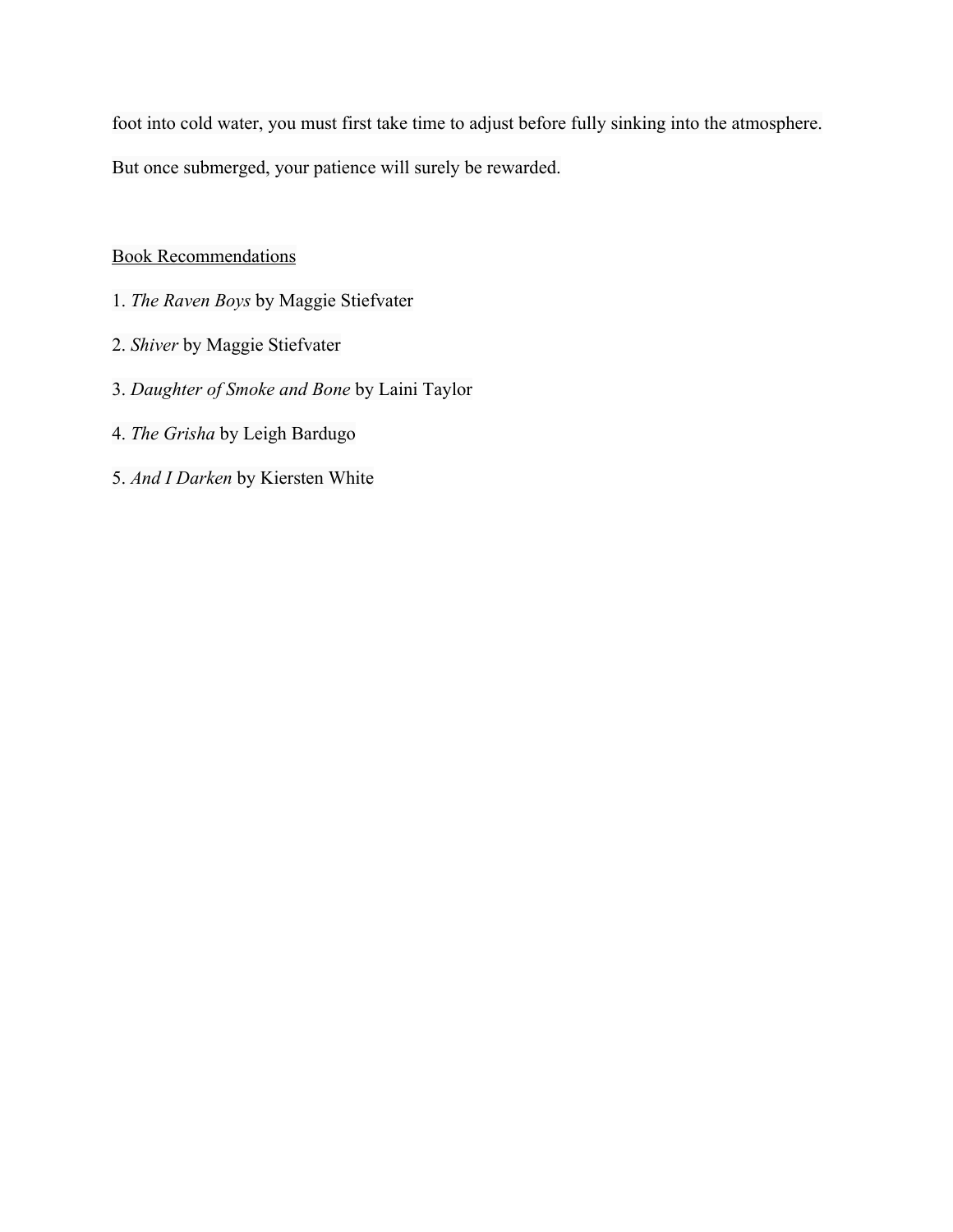foot into cold water, you must first take time to adjust before fully sinking into the atmosphere. But once submerged, your patience will surely be rewarded.

<u>Book Recommendations</u>

1. *The Raven Boys* by Maggie Stiefvater
2. *Shiver* by Maggie Stiefvater
3. *Daughter of Smoke and Bone* by Laini Taylor
4. *The Grisha* by Leigh Bardugo
5. *And I Darken* by Kiersten White